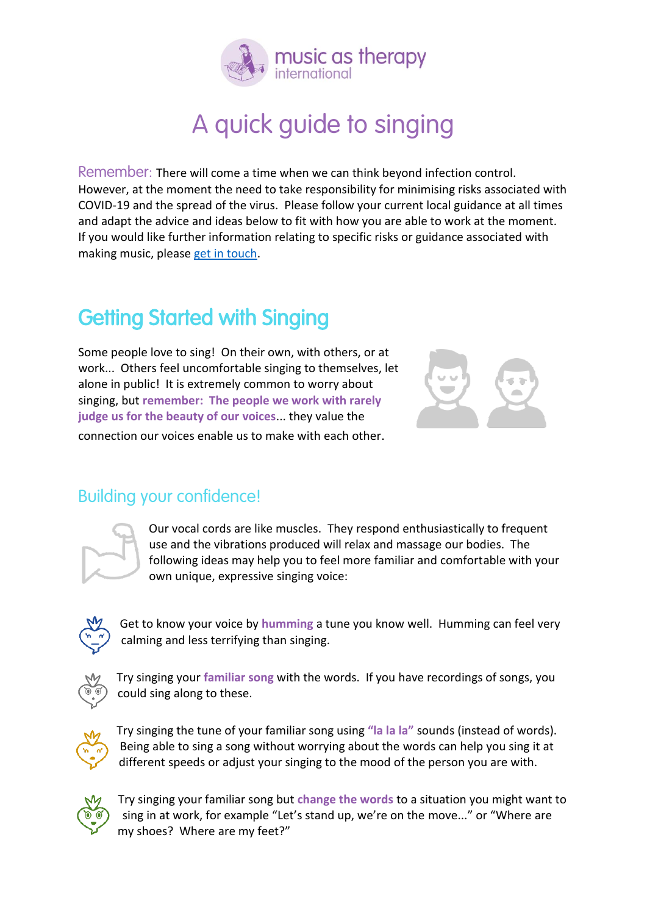music as therapy international

# A quick guide to singing

Remember: There will come a time when we can think beyond infection control. However, at the moment the need to take responsibility for minimising risks associated with COVID-19 and the spread of the virus. Please follow your current local guidance at all times and adapt the advice and ideas below to fit with how you are able to work at the moment. If you would like further information relating to specific risks or guidance associated with making music, please get in touch.

## Getting Started with Singing

Some people love to sing! On their own, with others, or at work... Others feel uncomfortable singing to themselves, let alone in public! It is extremely common to worry about singing, but **remember: The people we work with rarely judge us for the beauty of our voices**... they value the connection our voices enable us to make with each other.

### Building your confidence!

Our vocal cords are like muscles. They respond enthusiastically to frequent use and the vibrations produced will relax and massage our bodies. The following ideas may help you to feel more familiar and comfortable with your own unique, expressive singing voice:

- Get to know your voice by **humming** a tune you know well. Humming can feel very calming and less terrifying than singing.
- Try singing your **familiar song** with the words. If you have recordings of songs, you could sing along to these.
- Try singing the tune of your familiar song using **"la la la"** sounds (instead of words). Being able to sing a song without worrying about the words can help you sing it at different speeds or adjust your singing to the mood of the person you are with.
- Try singing your familiar song but **change the words** to a situation you might want to sing in at work, for example "Let's stand up, we're on the move..." or "Where are my shoes? Where are my feet?"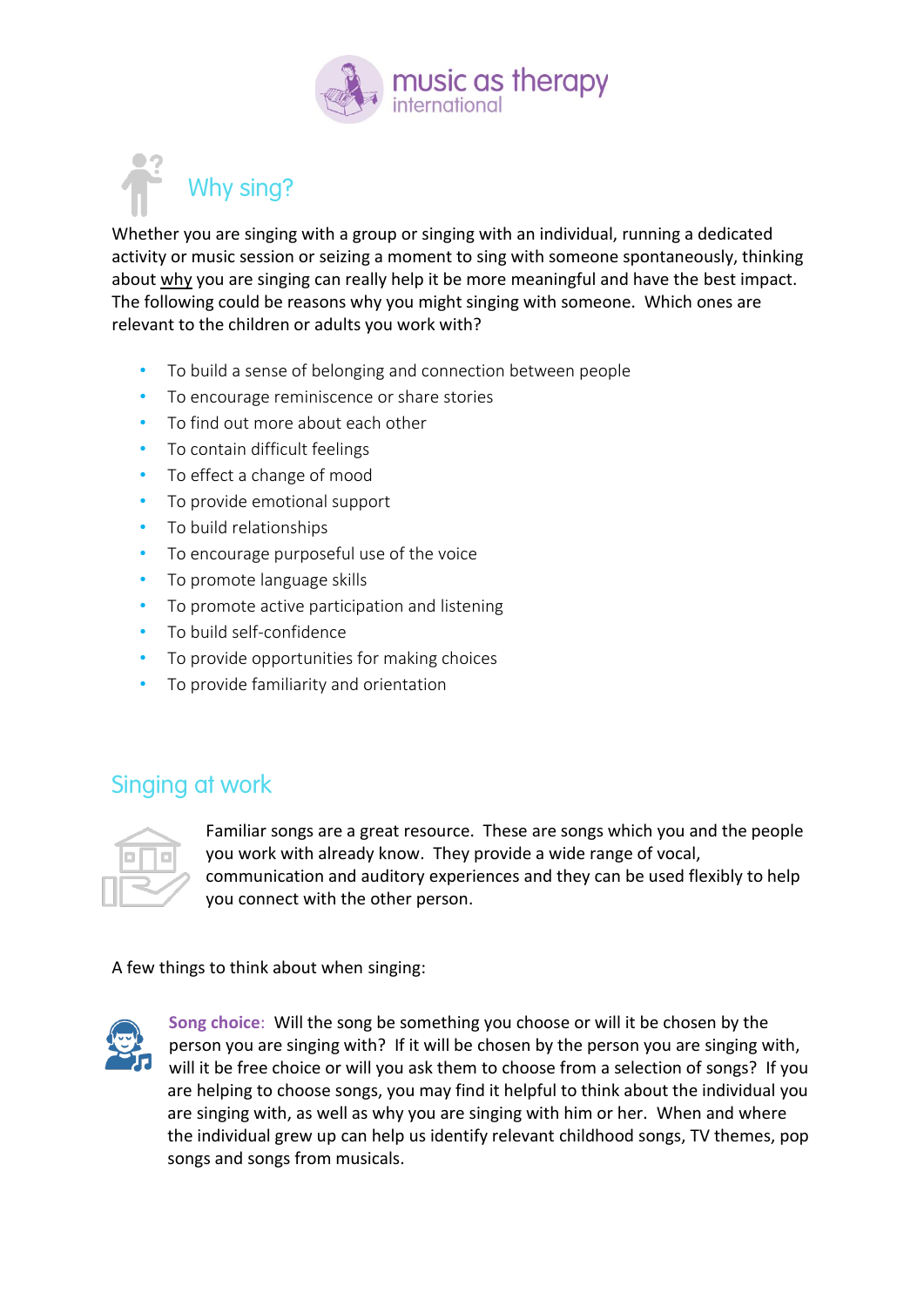## Why sing?

Whether you are singing with a group or singing with an individual, running a dedicated activity or music session or seizing a moment to sing with someone spontaneously, thinking about <u>why</u> you are singing can really help it be more meaningful and have the best impact. The following could be reasons why you might singing with someone. Which ones are relevant to the children or adults you work with?

- To build a sense of belonging and connection between people
- To encourage reminiscence or share stories
- To find out more about each other
- To contain difficult feelings
- To effect a change of mood
- To provide emotional support
- To build relationships
- To encourage purposeful use of the voice
- To promote language skills
- To promote active participation and listening
- To build self-confidence
- To provide opportunities for making choices
- To provide familiarity and orientation

## Singing at work

Familiar songs are a great resource. These are songs which you and the people you work with already know. They provide a wide range of vocal, communication and auditory experiences and they can be used flexibly to help you connect with the other person.

A few things to think about when singing:

**Song choice**: Will the song be something you choose or will it be chosen by the person you are singing with? If it will be chosen by the person you are singing with, will it be free choice or will you ask them to choose from a selection of songs? If you are helping to choose songs, you may find it helpful to think about the individual you are singing with, as well as why you are singing with him or her. When and where the individual grew up can help us identify relevant childhood songs, TV themes, pop songs and songs from musicals.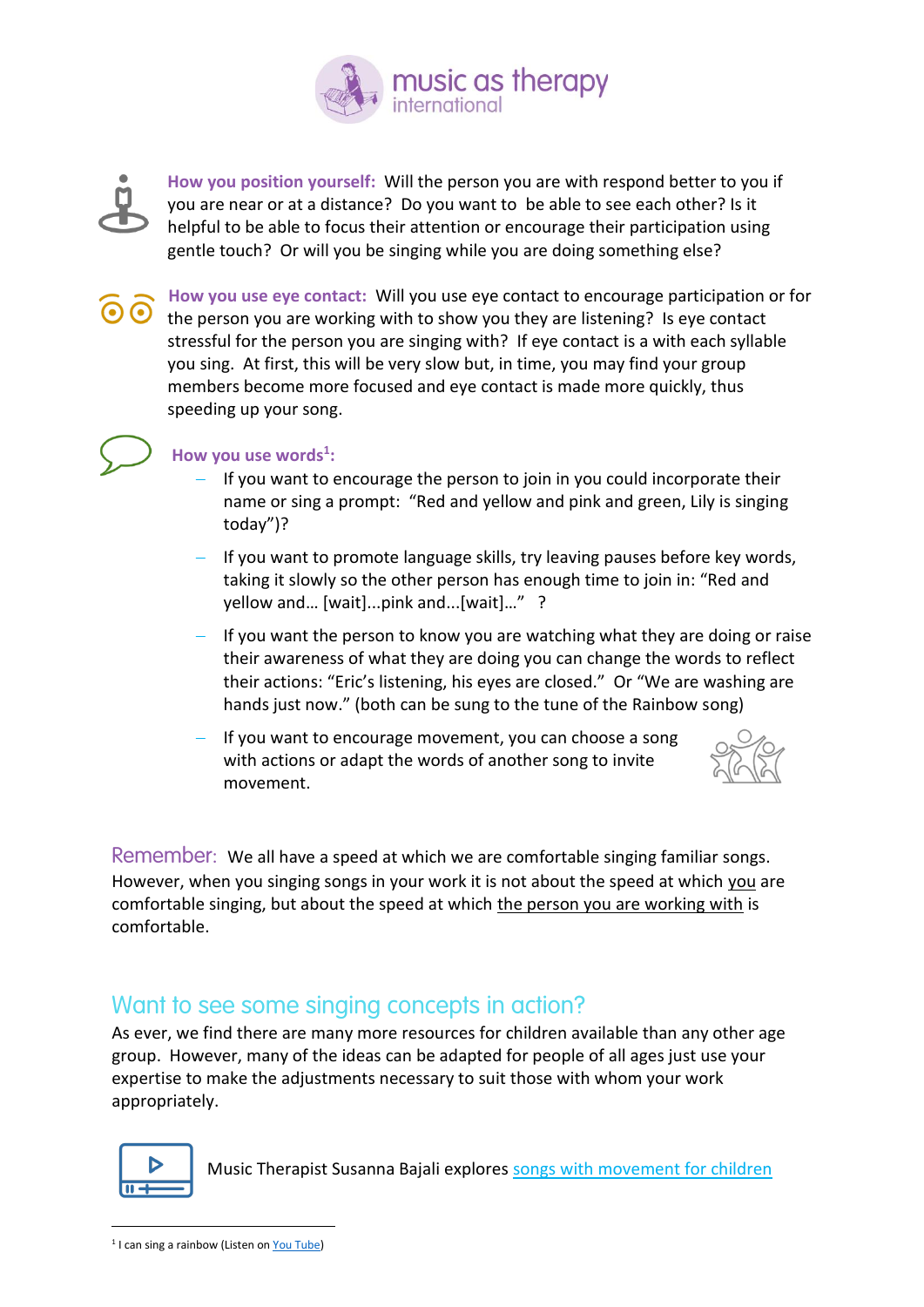**How you position yourself:** Will the person you are with respond better to you if you are near or at a distance? Do you want to be able to see each other? Is it helpful to be able to focus their attention or encourage their participation using gentle touch? Or will you be singing while you are doing something else?

**How you use eye contact:** Will you use eye contact to encourage participation or for the person you are working with to show you they are listening? Is eye contact stressful for the person you are singing with? If eye contact is a with each syllable you sing. At first, this will be very slow but, in time, you may find your group members become more focused and eye contact is made more quickly, thus speeding up your song.

**How you use words[1]:**

- If you want to encourage the person to join in you could incorporate their name or sing a prompt: "Red and yellow and pink and green, Lily is singing today")?
- If you want to promote language skills, try leaving pauses before key words, taking it slowly so the other person has enough time to join in: "Red and yellow and… [wait]...pink and...[wait]…" ?
- If you want the person to know you are watching what they are doing or raise their awareness of what they are doing you can change the words to reflect their actions: "Eric's listening, his eyes are closed." Or "We are washing are hands just now." (both can be sung to the tune of the Rainbow song)
- If you want to encourage movement, you can choose a song with actions or adapt the words of another song to invite movement.

Remember: We all have a speed at which we are comfortable singing familiar songs. However, when you singing songs in your work it is not about the speed at which you are comfortable singing, but about the speed at which the person you are working with is comfortable.

## Want to see some singing concepts in action?

As ever, we find there are many more resources for children available than any other age group. However, many of the ideas can be adapted for people of all ages just use your expertise to make the adjustments necessary to suit those with whom your work appropriately.

Music Therapist Susanna Bajali explores songs with movement for children

[1] I can sing a rainbow (Listen on You Tube)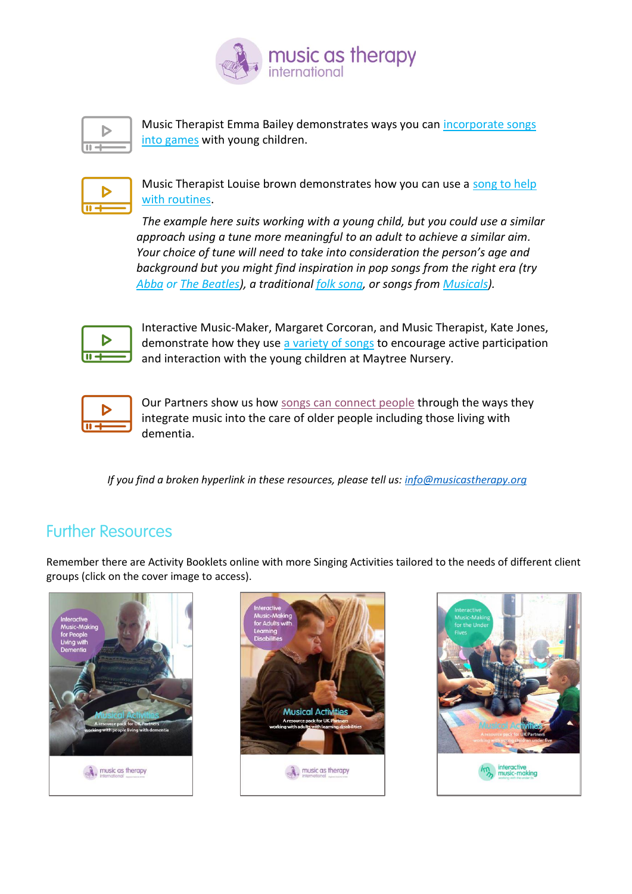Music Therapist Emma Bailey demonstrates ways you can incorporate songs into games with young children.

Music Therapist Louise brown demonstrates how you can use a song to help with routines.

*The example here suits working with a young child, but you could use a similar approach using a tune more meaningful to an adult to achieve a similar aim. Your choice of tune will need to take into consideration the person's age and background but you might find inspiration in pop songs from the right era (try Abba or The Beatles), a traditional folk song, or songs from Musicals).*

Interactive Music-Maker, Margaret Corcoran, and Music Therapist, Kate Jones, demonstrate how they use a variety of songs to encourage active participation and interaction with the young children at Maytree Nursery.

Our Partners show us how songs can connect people through the ways they integrate music into the care of older people including those living with dementia.

*If you find a broken hyperlink in these resources, please tell us: info@musicastherapy.org*

## Further Resources

Remember there are Activity Booklets online with more Singing Activities tailored to the needs of different client groups (click on the cover image to access).